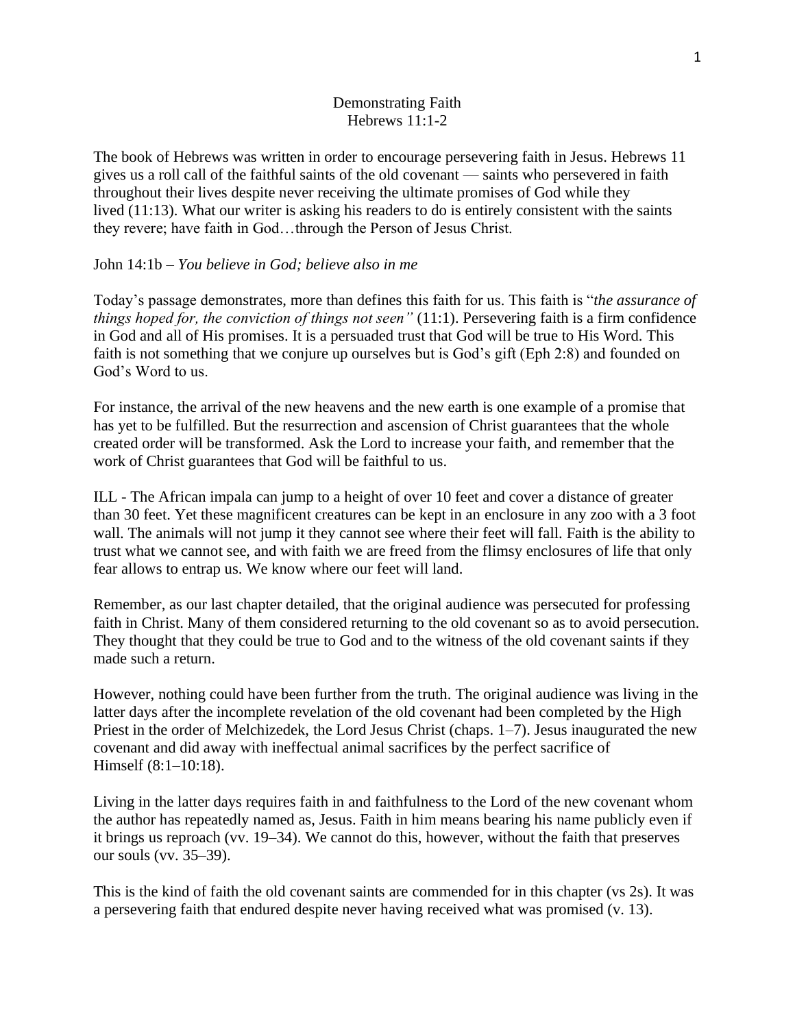# Demonstrating Faith
## Hebrews 11:1-2

The book of Hebrews was written in order to encourage persevering faith in Jesus. Hebrews 11 gives us a roll call of the faithful saints of the old covenant — saints who persevered in faith throughout their lives despite never receiving the ultimate promises of God while they lived (11:13). What our writer is asking his readers to do is entirely consistent with the saints they revere; have faith in God…through the Person of Jesus Christ.

John 14:1b – *You believe in God; believe also in me*

Today's passage demonstrates, more than defines this faith for us. This faith is "*the assurance of things hoped for, the conviction of things not seen"* (11:1). Persevering faith is a firm confidence in God and all of His promises. It is a persuaded trust that God will be true to His Word. This faith is not something that we conjure up ourselves but is God's gift (Eph 2:8) and founded on God's Word to us.

For instance, the arrival of the new heavens and the new earth is one example of a promise that has yet to be fulfilled. But the resurrection and ascension of Christ guarantees that the whole created order will be transformed. Ask the Lord to increase your faith, and remember that the work of Christ guarantees that God will be faithful to us.

ILL - The African impala can jump to a height of over 10 feet and cover a distance of greater than 30 feet. Yet these magnificent creatures can be kept in an enclosure in any zoo with a 3 foot wall. The animals will not jump it they cannot see where their feet will fall. Faith is the ability to trust what we cannot see, and with faith we are freed from the flimsy enclosures of life that only fear allows to entrap us. We know where our feet will land.

Remember, as our last chapter detailed, that the original audience was persecuted for professing faith in Christ. Many of them considered returning to the old covenant so as to avoid persecution. They thought that they could be true to God and to the witness of the old covenant saints if they made such a return.

However, nothing could have been further from the truth. The original audience was living in the latter days after the incomplete revelation of the old covenant had been completed by the High Priest in the order of Melchizedek, the Lord Jesus Christ (chaps. 1–7). Jesus inaugurated the new covenant and did away with ineffectual animal sacrifices by the perfect sacrifice of Himself (8:1–10:18).

Living in the latter days requires faith in and faithfulness to the Lord of the new covenant whom the author has repeatedly named as, Jesus. Faith in him means bearing his name publicly even if it brings us reproach (vv. 19–34). We cannot do this, however, without the faith that preserves our souls (vv. 35–39).

This is the kind of faith the old covenant saints are commended for in this chapter (vs 2s). It was a persevering faith that endured despite never having received what was promised (v. 13).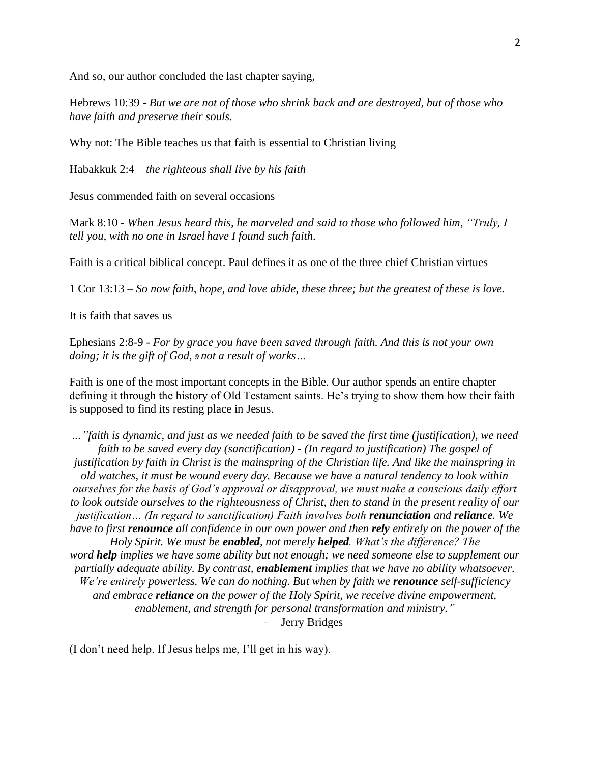And so, our author concluded the last chapter saying,

Hebrews 10:39 - *But we are not of those who shrink back and are destroyed, but of those who have faith and preserve their souls.*

Why not: The Bible teaches us that faith is essential to Christian living

Habakkuk 2:4 – *the righteous shall live by his faith*

Jesus commended faith on several occasions

Mark 8:10 - *When Jesus heard this, he marveled and said to those who followed him, "Truly, I tell you, with no one in Israel have I found such faith.*

Faith is a critical biblical concept. Paul defines it as one of the three chief Christian virtues

1 Cor 13:13 – *So now faith, hope, and love abide, these three; but the greatest of these is love.*

It is faith that saves us

Ephesians 2:8-9 - *For by grace you have been saved through faith. And this is not your own doing; it is the gift of God, 9 not a result of works…*

Faith is one of the most important concepts in the Bible. Our author spends an entire chapter defining it through the history of Old Testament saints. He's trying to show them how their faith is supposed to find its resting place in Jesus.

*…"faith is dynamic, and just as we needed faith to be saved the first time (justification), we need faith to be saved every day (sanctification) - (In regard to justification) The gospel of justification by faith in Christ is the mainspring of the Christian life. And like the mainspring in old watches, it must be wound every day. Because we have a natural tendency to look within ourselves for the basis of God's approval or disapproval, we must make a conscious daily effort to look outside ourselves to the righteousness of Christ, then to stand in the present reality of our justification… (In regard to sanctification) Faith involves both* ***renunciation*** *and* ***reliance****. We have to first* ***renounce*** *all confidence in our own power and then* ***rely*** *entirely on the power of the Holy Spirit. We must be* ***enabled****, not merely* ***helped****. What's the difference? The word* ***help*** *implies we have some ability but not enough; we need someone else to supplement our partially adequate ability. By contrast,* ***enablement*** *implies that we have no ability whatsoever. We're entirely powerless. We can do nothing. But when by faith we* ***renounce*** *self-sufficiency and embrace* ***reliance*** *on the power of the Holy Spirit, we receive divine empowerment, enablement, and strength for personal transformation and ministry."*

- Jerry Bridges

(I don't need help. If Jesus helps me, I'll get in his way).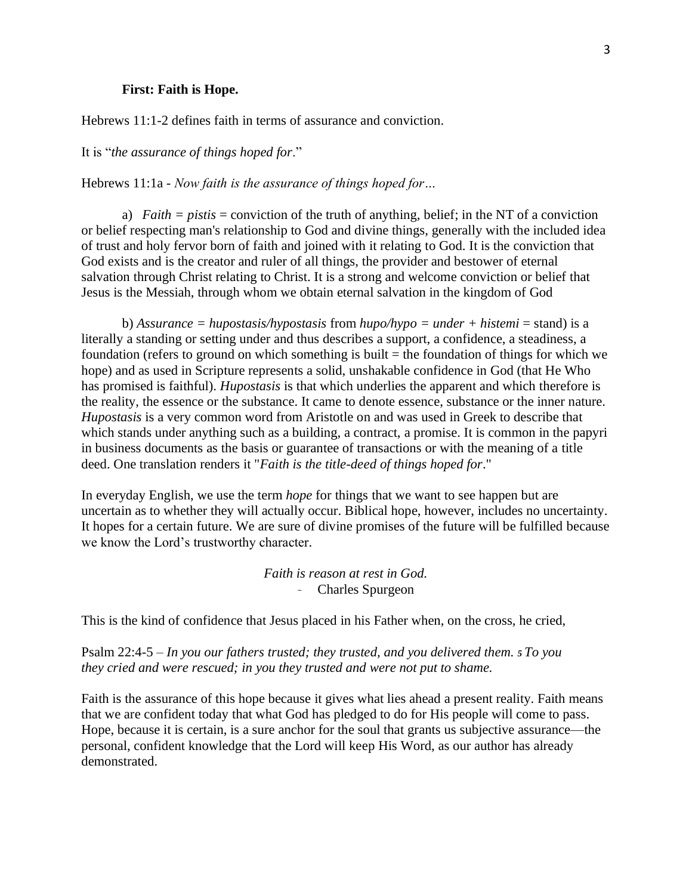**First: Faith is Hope.**

Hebrews 11:1-2 defines faith in terms of assurance and conviction.

It is "*the assurance of things hoped for*."

Hebrews 11:1a - *Now faith is the assurance of things hoped for…*

a) *Faith = pistis* = conviction of the truth of anything, belief; in the NT of a conviction or belief respecting man's relationship to God and divine things, generally with the included idea of trust and holy fervor born of faith and joined with it relating to God. It is the conviction that God exists and is the creator and ruler of all things, the provider and bestower of eternal salvation through Christ relating to Christ. It is a strong and welcome conviction or belief that Jesus is the Messiah, through whom we obtain eternal salvation in the kingdom of God

b) *Assurance = hupostasis/hypostasis* from *hupo/hypo = under + histemi* = stand) is a literally a standing or setting under and thus describes a support, a confidence, a steadiness, a foundation (refers to ground on which something is built = the foundation of things for which we hope) and as used in Scripture represents a solid, unshakable confidence in God (that He Who has promised is faithful). *Hupostasis* is that which underlies the apparent and which therefore is the reality, the essence or the substance. It came to denote essence, substance or the inner nature. *Hupostasis* is a very common word from Aristotle on and was used in Greek to describe that which stands under anything such as a building, a contract, a promise. It is common in the papyri in business documents as the basis or guarantee of transactions or with the meaning of a title deed. One translation renders it "*Faith is the title-deed of things hoped for*."

In everyday English, we use the term *hope* for things that we want to see happen but are uncertain as to whether they will actually occur. Biblical hope, however, includes no uncertainty. It hopes for a certain future. We are sure of divine promises of the future will be fulfilled because we know the Lord's trustworthy character.

*Faith is reason at rest in God.*
- Charles Spurgeon

This is the kind of confidence that Jesus placed in his Father when, on the cross, he cried,

Psalm 22:4-5 – *In you our fathers trusted; they trusted, and you delivered them. 5 To you they cried and were rescued; in you they trusted and were not put to shame.*

Faith is the assurance of this hope because it gives what lies ahead a present reality. Faith means that we are confident today that what God has pledged to do for His people will come to pass. Hope, because it is certain, is a sure anchor for the soul that grants us subjective assurance—the personal, confident knowledge that the Lord will keep His Word, as our author has already demonstrated.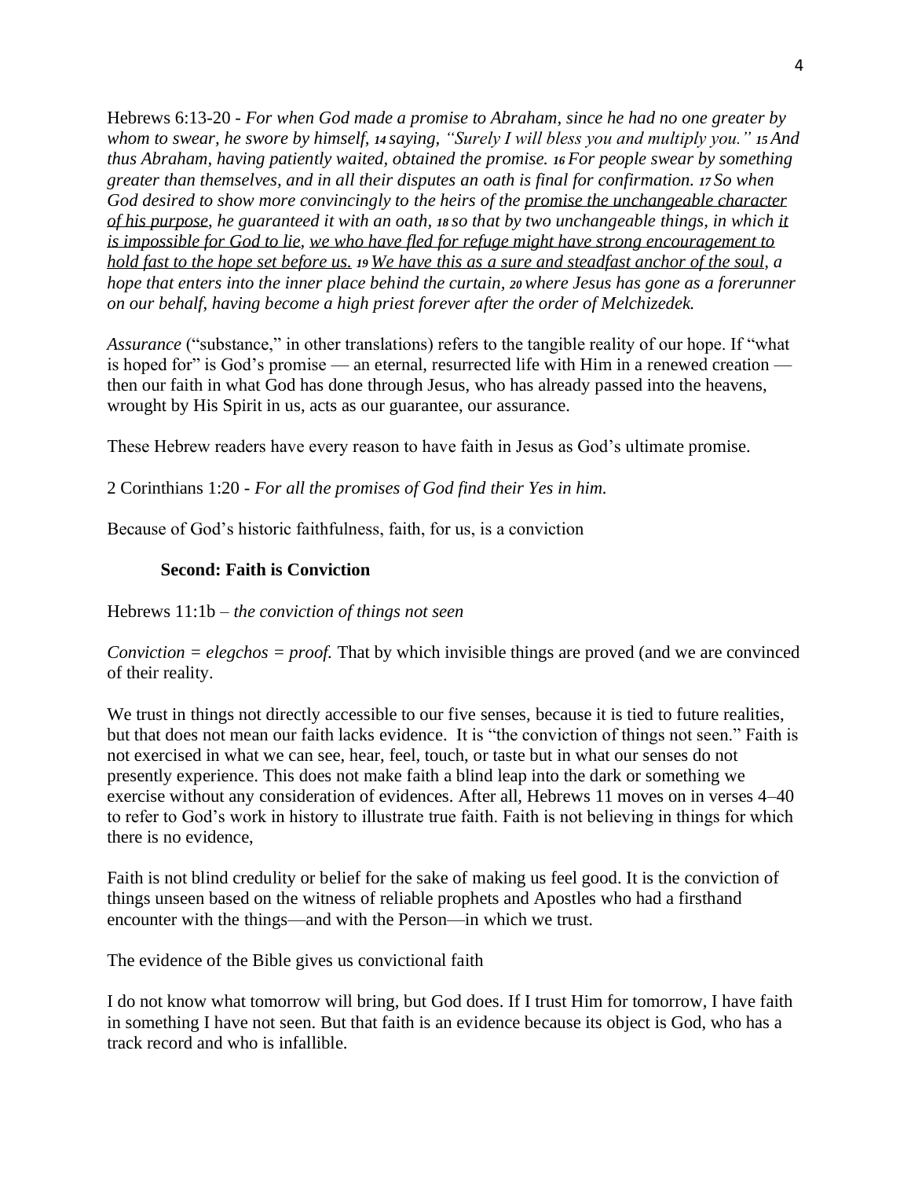Hebrews 6:13-20 - *For when God made a promise to Abraham, since he had no one greater by whom to swear, he swore by himself, 14 saying, "Surely I will bless you and multiply you." 15 And thus Abraham, having patiently waited, obtained the promise. 16 For people swear by something greater than themselves, and in all their disputes an oath is final for confirmation. 17 So when God desired to show more convincingly to the heirs of the <u>promise the unchangeable character of his purpose</u>, he guaranteed it with an oath, 18 so that by two unchangeable things, in which <u>it is impossible for God to lie</u>, <u>we who have fled for refuge might have strong encouragement to hold fast to the hope set before us.</u> 19 <u>We have this as a sure and steadfast anchor of the soul</u>, a hope that enters into the inner place behind the curtain, 20 where Jesus has gone as a forerunner on our behalf, having become a high priest forever after the order of Melchizedek.*

*Assurance* ("substance," in other translations) refers to the tangible reality of our hope. If "what is hoped for" is God's promise — an eternal, resurrected life with Him in a renewed creation — then our faith in what God has done through Jesus, who has already passed into the heavens, wrought by His Spirit in us, acts as our guarantee, our assurance.

These Hebrew readers have every reason to have faith in Jesus as God's ultimate promise.

2 Corinthians 1:20 - *For all the promises of God find their Yes in him.*

Because of God's historic faithfulness, faith, for us, is a conviction

**Second: Faith is Conviction**

Hebrews 11:1b – *the conviction of things not seen*

*Conviction = elegchos = proof.* That by which invisible things are proved (and we are convinced of their reality.

We trust in things not directly accessible to our five senses, because it is tied to future realities, but that does not mean our faith lacks evidence. It is "the conviction of things not seen." Faith is not exercised in what we can see, hear, feel, touch, or taste but in what our senses do not presently experience. This does not make faith a blind leap into the dark or something we exercise without any consideration of evidences. After all, Hebrews 11 moves on in verses 4–40 to refer to God's work in history to illustrate true faith. Faith is not believing in things for which there is no evidence,

Faith is not blind credulity or belief for the sake of making us feel good. It is the conviction of things unseen based on the witness of reliable prophets and Apostles who had a firsthand encounter with the things—and with the Person—in which we trust.

The evidence of the Bible gives us convictional faith

I do not know what tomorrow will bring, but God does. If I trust Him for tomorrow, I have faith in something I have not seen. But that faith is an evidence because its object is God, who has a track record and who is infallible.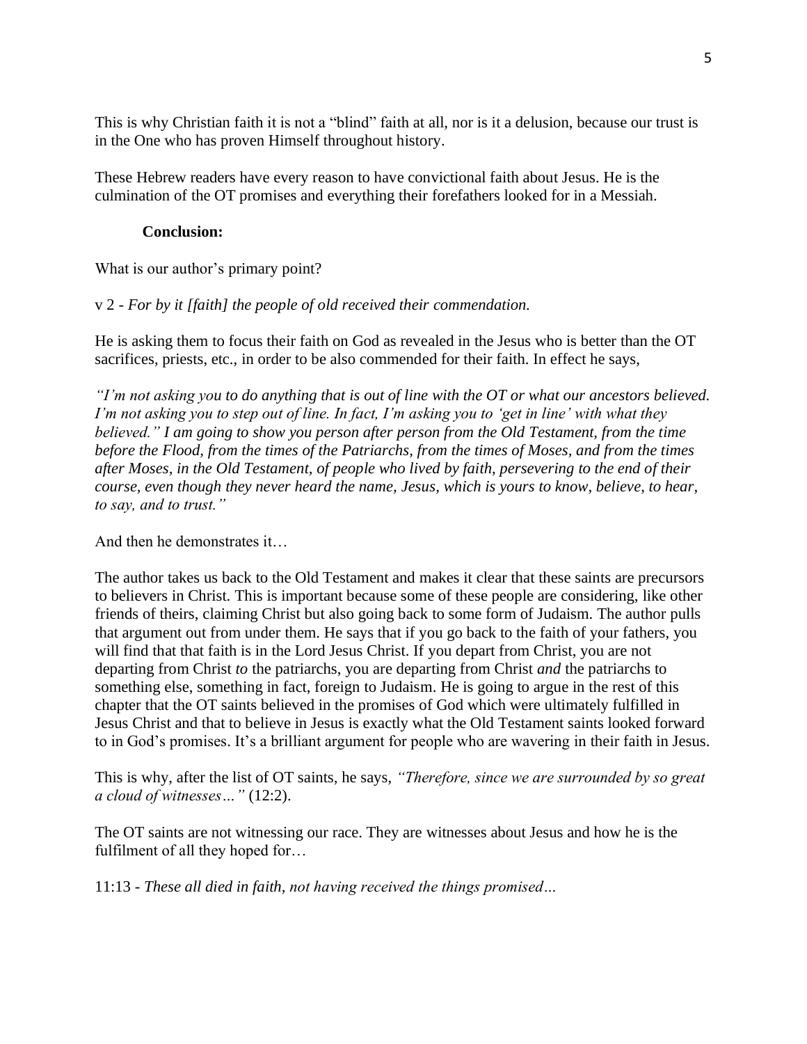This is why Christian faith it is not a "blind" faith at all, nor is it a delusion, because our trust is in the One who has proven Himself throughout history.

These Hebrew readers have every reason to have convictional faith about Jesus. He is the culmination of the OT promises and everything their forefathers looked for in a Messiah.

**Conclusion:**

What is our author's primary point?

v 2 - *For by it [faith] the people of old received their commendation.*

He is asking them to focus their faith on God as revealed in the Jesus who is better than the OT sacrifices, priests, etc., in order to be also commended for their faith. In effect he says,

*"I'm not asking you to do anything that is out of line with the OT or what our ancestors believed. I'm not asking you to step out of line. In fact, I'm asking you to 'get in line' with what they believed." I am going to show you person after person from the Old Testament, from the time before the Flood, from the times of the Patriarchs, from the times of Moses, and from the times after Moses, in the Old Testament, of people who lived by faith, persevering to the end of their course, even though they never heard the name, Jesus, which is yours to know, believe, to hear, to say, and to trust."*

And then he demonstrates it…

The author takes us back to the Old Testament and makes it clear that these saints are precursors to believers in Christ. This is important because some of these people are considering, like other friends of theirs, claiming Christ but also going back to some form of Judaism. The author pulls that argument out from under them. He says that if you go back to the faith of your fathers, you will find that that faith is in the Lord Jesus Christ. If you depart from Christ, you are not departing from Christ *to* the patriarchs, you are departing from Christ *and* the patriarchs to something else, something in fact, foreign to Judaism. He is going to argue in the rest of this chapter that the OT saints believed in the promises of God which were ultimately fulfilled in Jesus Christ and that to believe in Jesus is exactly what the Old Testament saints looked forward to in God's promises. It's a brilliant argument for people who are wavering in their faith in Jesus.

This is why, after the list of OT saints, he says, *"Therefore, since we are surrounded by so great a cloud of witnesses…"* (12:2).

The OT saints are not witnessing our race. They are witnesses about Jesus and how he is the fulfilment of all they hoped for…

11:13 - *These all died in faith, not having received the things promised…*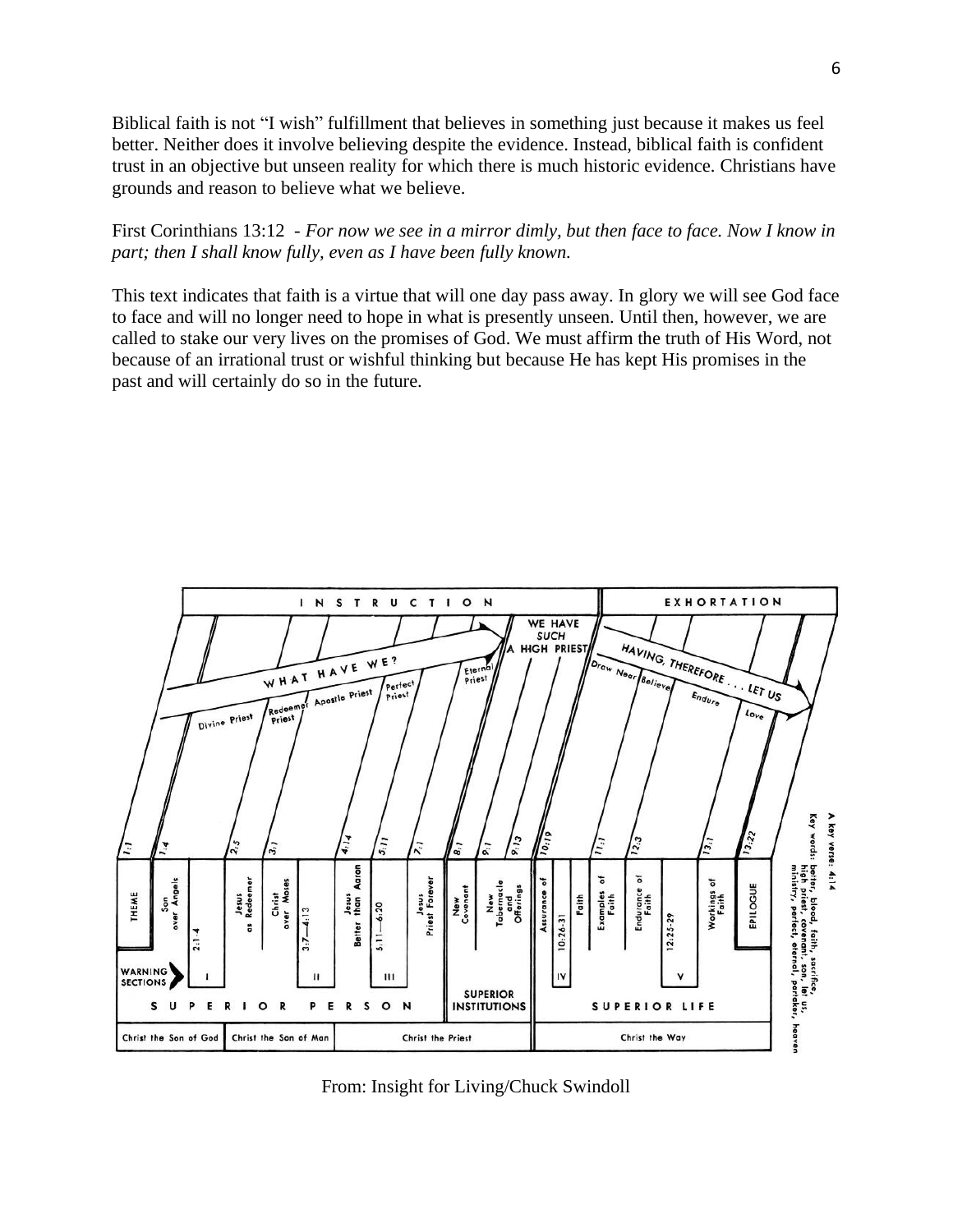Biblical faith is not "I wish" fulfillment that believes in something just because it makes us feel better. Neither does it involve believing despite the evidence. Instead, biblical faith is confident trust in an objective but unseen reality for which there is much historic evidence. Christians have grounds and reason to believe what we believe.

First Corinthians 13:12 - *For now we see in a mirror dimly, but then face to face. Now I know in part; then I shall know fully, even as I have been fully known.*

This text indicates that faith is a virtue that will one day pass away. In glory we will see God face to face and will no longer need to hope in what is presently unseen. Until then, however, we are called to stake our very lives on the promises of God. We must affirm the truth of His Word, not because of an irrational trust or wishful thinking but because He has kept His promises in the past and will certainly do so in the future.

INSTRUCTION

EXHORTATION

WHAT HAVE WE?

Divine Priest

Redeemer Priest

Apostle Priest

Perfect Priest

Eternal Priest

WE HAVE SUCH A HIGH PRIEST

HAVING, THEREFORE . . . LET US

Draw Near

Believe

Endure

Love

1:1

1:4

2:5

3:1

4:14

5:11

7:1

8:1

9:1

9:13

10:19

11:1

12:3

13:1

13:22

THEME

Son over Angels

2:1-4

Jesus as Redeemer

Christ over Moses

3:7—4:13

Jesus Better than Aaron

5:11—6:20

Jesus Priest Forever

New Covenant

New Tabernacle and Offerings

Assurance of

10:26-31

Faith

Examples of Faith

Endurance of Faith

12:25-29

Workings of Faith

EPILOGUE

WARNING SECTIONS

I

II

III

IV

V

SUPERIOR PERSON

SUPERIOR INSTITUTIONS

SUPERIOR LIFE

Christ the Son of God

Christ the Son of Man

Christ the Priest

Christ the Way

A key verse: 4:14

Key words: better, blood, faith, sacrifice, high priest, covenant, son, let us, ministry, perfect, eternal, partaker, heaven

From: Insight for Living/Chuck Swindoll